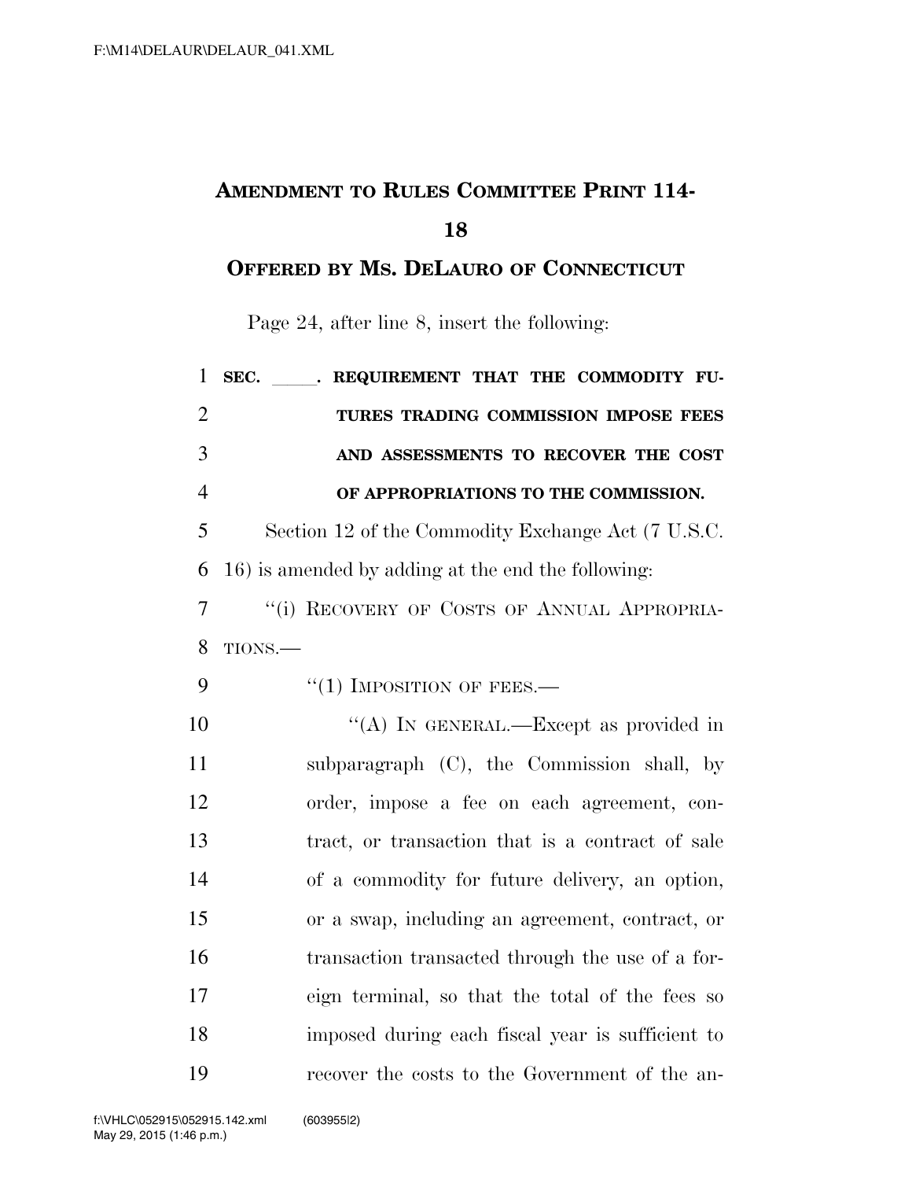# AMENDMENT TO RULES COMMITTEE PRINT 114-18

## OFFERED BY MS. DELAURO OF CONNECTICUT

Page 24, after line 8, insert the following:

**SEC. \_\_\_\_\_. REQUIREMENT THAT THE COMMODITY FUTURES TRADING COMMISSION IMPOSE FEES AND ASSESSMENTS TO RECOVER THE COST OF APPROPRIATIONS TO THE COMMISSION.**

Section 12 of the Commodity Exchange Act (7 U.S.C. 16) is amended by adding at the end the following:

"(i) RECOVERY OF COSTS OF ANNUAL APPROPRIATIONS.—

"(1) IMPOSITION OF FEES.—

"(A) IN GENERAL.—Except as provided in subparagraph (C), the Commission shall, by order, impose a fee on each agreement, contract, or transaction that is a contract of sale of a commodity for future delivery, an option, or a swap, including an agreement, contract, or transaction transacted through the use of a foreign terminal, so that the total of the fees so imposed during each fiscal year is sufficient to recover the costs to the Government of the an-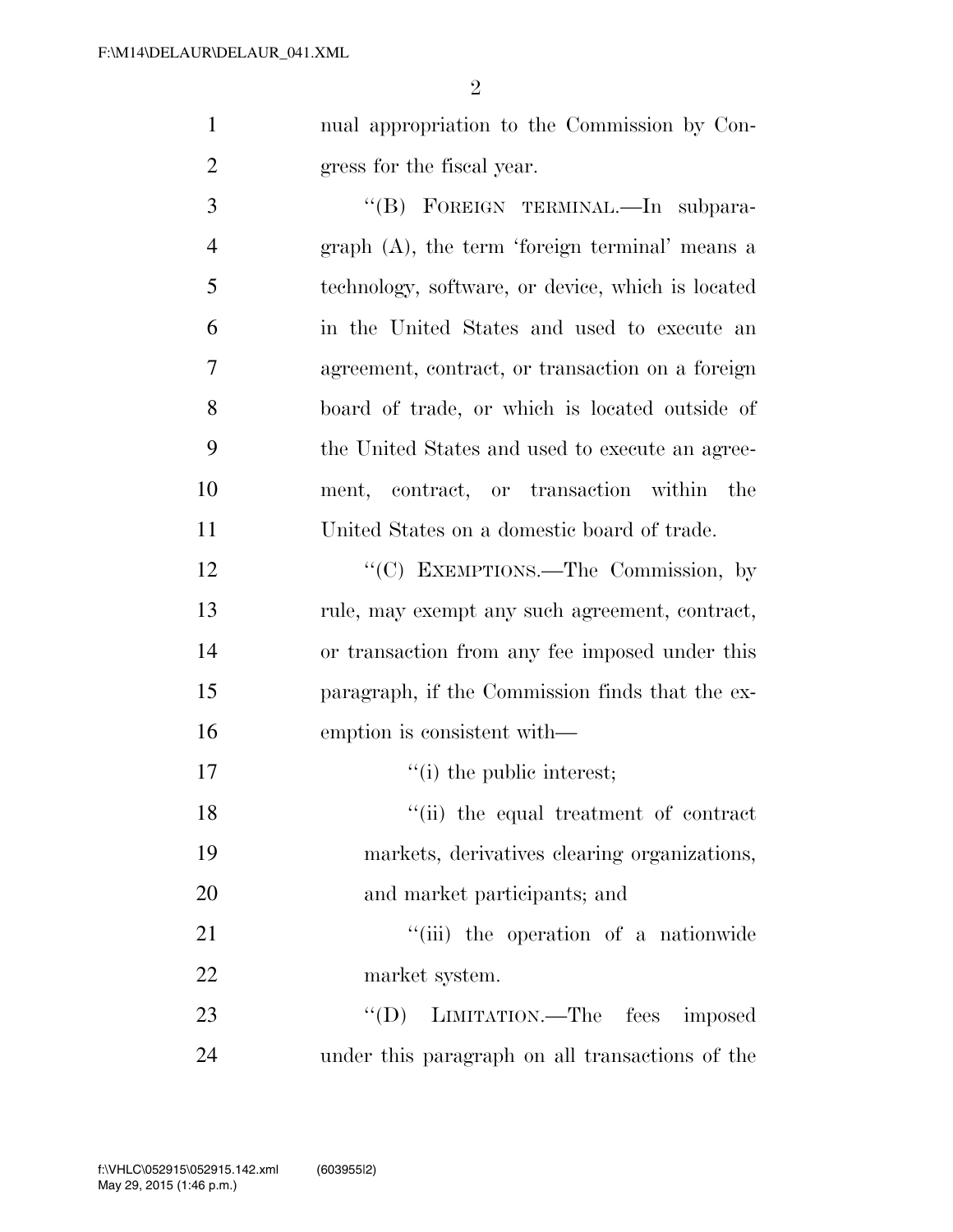nual appropriation to the Commission by Congress for the fiscal year.

"(B) FOREIGN TERMINAL.—In subparagraph (A), the term 'foreign terminal' means a technology, software, or device, which is located in the United States and used to execute an agreement, contract, or transaction on a foreign board of trade, or which is located outside of the United States and used to execute an agreement, contract, or transaction within the United States on a domestic board of trade.

"(C) EXEMPTIONS.—The Commission, by rule, may exempt any such agreement, contract, or transaction from any fee imposed under this paragraph, if the Commission finds that the exemption is consistent with—

"(i) the public interest;

"(ii) the equal treatment of contract markets, derivatives clearing organizations, and market participants; and

"(iii) the operation of a nationwide market system.

"(D) LIMITATION.—The fees imposed under this paragraph on all transactions of the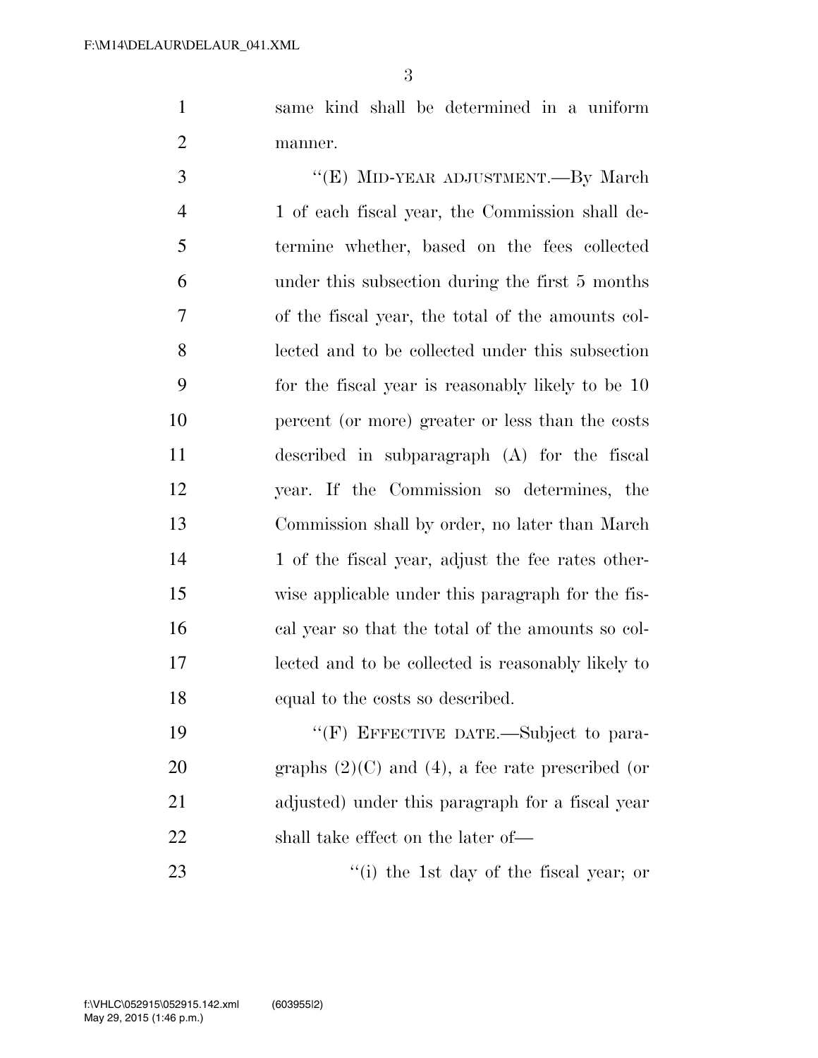same kind shall be determined in a uniform manner.

"(E) MID-YEAR ADJUSTMENT.—By March 1 of each fiscal year, the Commission shall determine whether, based on the fees collected under this subsection during the first 5 months of the fiscal year, the total of the amounts collected and to be collected under this subsection for the fiscal year is reasonably likely to be 10 percent (or more) greater or less than the costs described in subparagraph (A) for the fiscal year. If the Commission so determines, the Commission shall by order, no later than March 1 of the fiscal year, adjust the fee rates otherwise applicable under this paragraph for the fiscal year so that the total of the amounts so collected and to be collected is reasonably likely to equal to the costs so described.

"(F) EFFECTIVE DATE.—Subject to paragraphs (2)(C) and (4), a fee rate prescribed (or adjusted) under this paragraph for a fiscal year shall take effect on the later of—

"(i) the 1st day of the fiscal year; or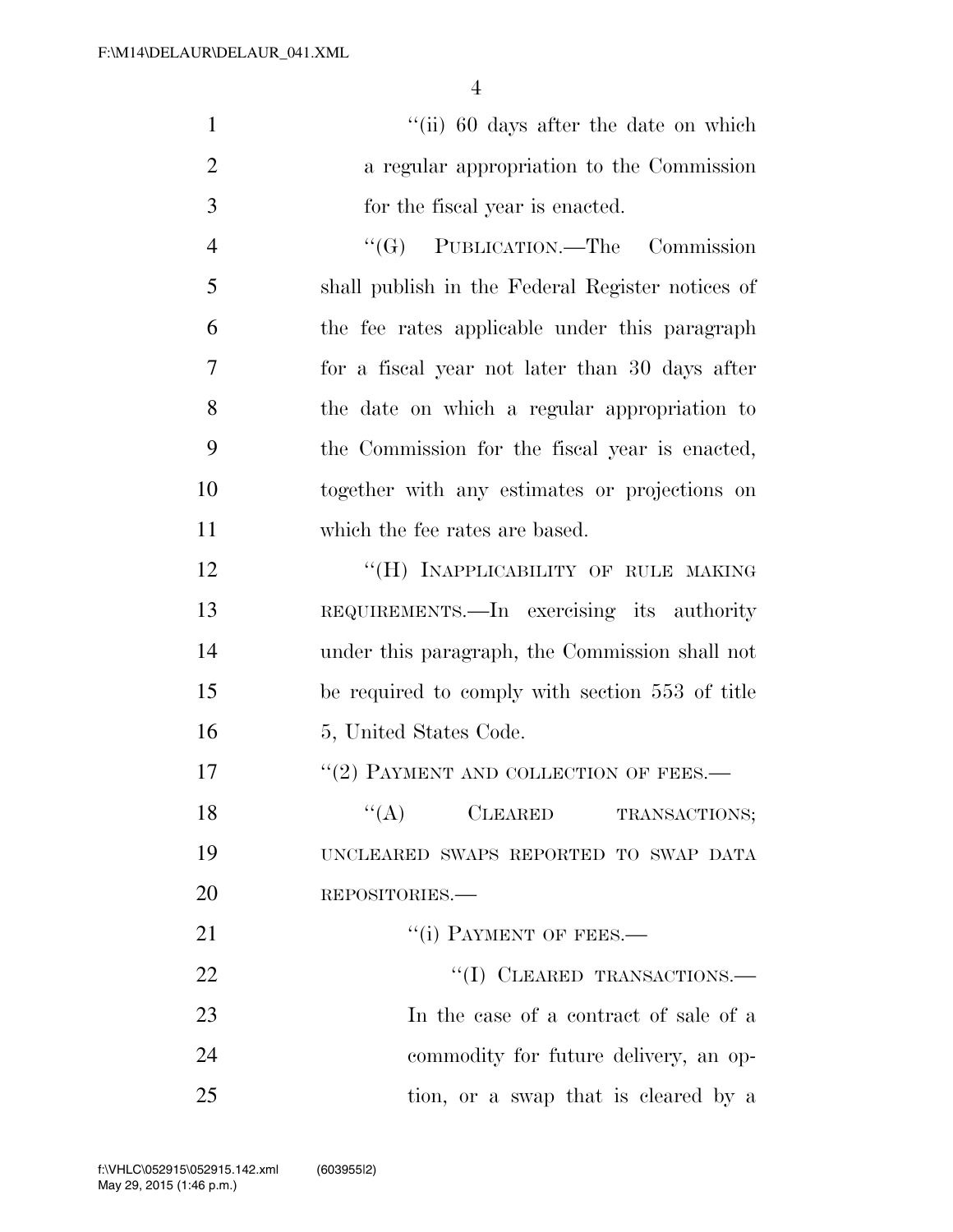''(ii) 60 days after the date on which a regular appropriation to the Commission for the fiscal year is enacted.

''(G) PUBLICATION.—The Commission shall publish in the Federal Register notices of the fee rates applicable under this paragraph for a fiscal year not later than 30 days after the date on which a regular appropriation to the Commission for the fiscal year is enacted, together with any estimates or projections on which the fee rates are based.

''(H) INAPPLICABILITY OF RULE MAKING REQUIREMENTS.—In exercising its authority under this paragraph, the Commission shall not be required to comply with section 553 of title 5, United States Code.

''(2) PAYMENT AND COLLECTION OF FEES.—

''(A) CLEARED TRANSACTIONS; UNCLEARED SWAPS REPORTED TO SWAP DATA REPOSITORIES.—

''(i) PAYMENT OF FEES.—

''(I) CLEARED TRANSACTIONS.— In the case of a contract of sale of a commodity for future delivery, an option, or a swap that is cleared by a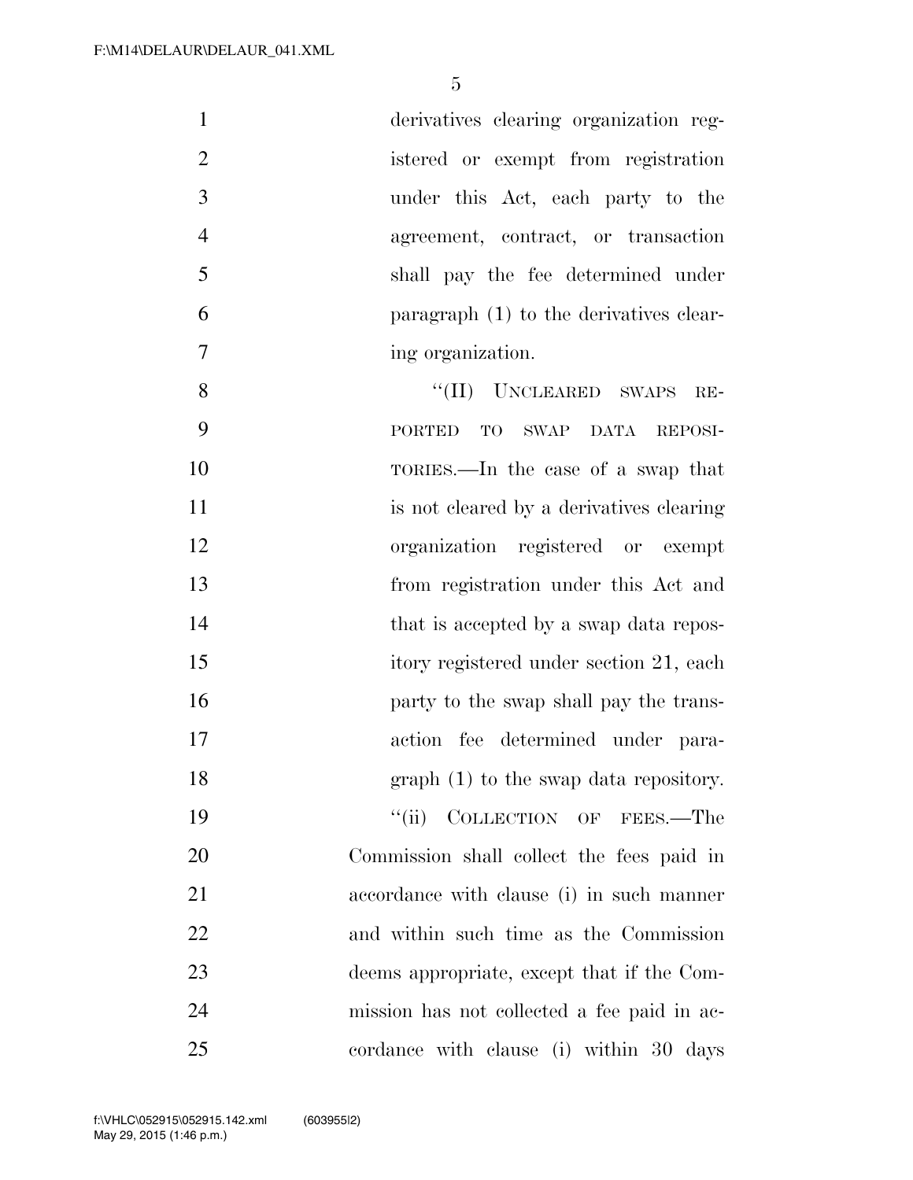derivatives clearing organization registered or exempt from registration under this Act, each party to the agreement, contract, or transaction shall pay the fee determined under paragraph (1) to the derivatives clearing organization.

"(II) UNCLEARED SWAPS REPORTED TO SWAP DATA REPOSITORIES.—In the case of a swap that is not cleared by a derivatives clearing organization registered or exempt from registration under this Act and that is accepted by a swap data repository registered under section 21, each party to the swap shall pay the transaction fee determined under paragraph (1) to the swap data repository.

"(ii) COLLECTION OF FEES.—The Commission shall collect the fees paid in accordance with clause (i) in such manner and within such time as the Commission deems appropriate, except that if the Commission has not collected a fee paid in accordance with clause (i) within 30 days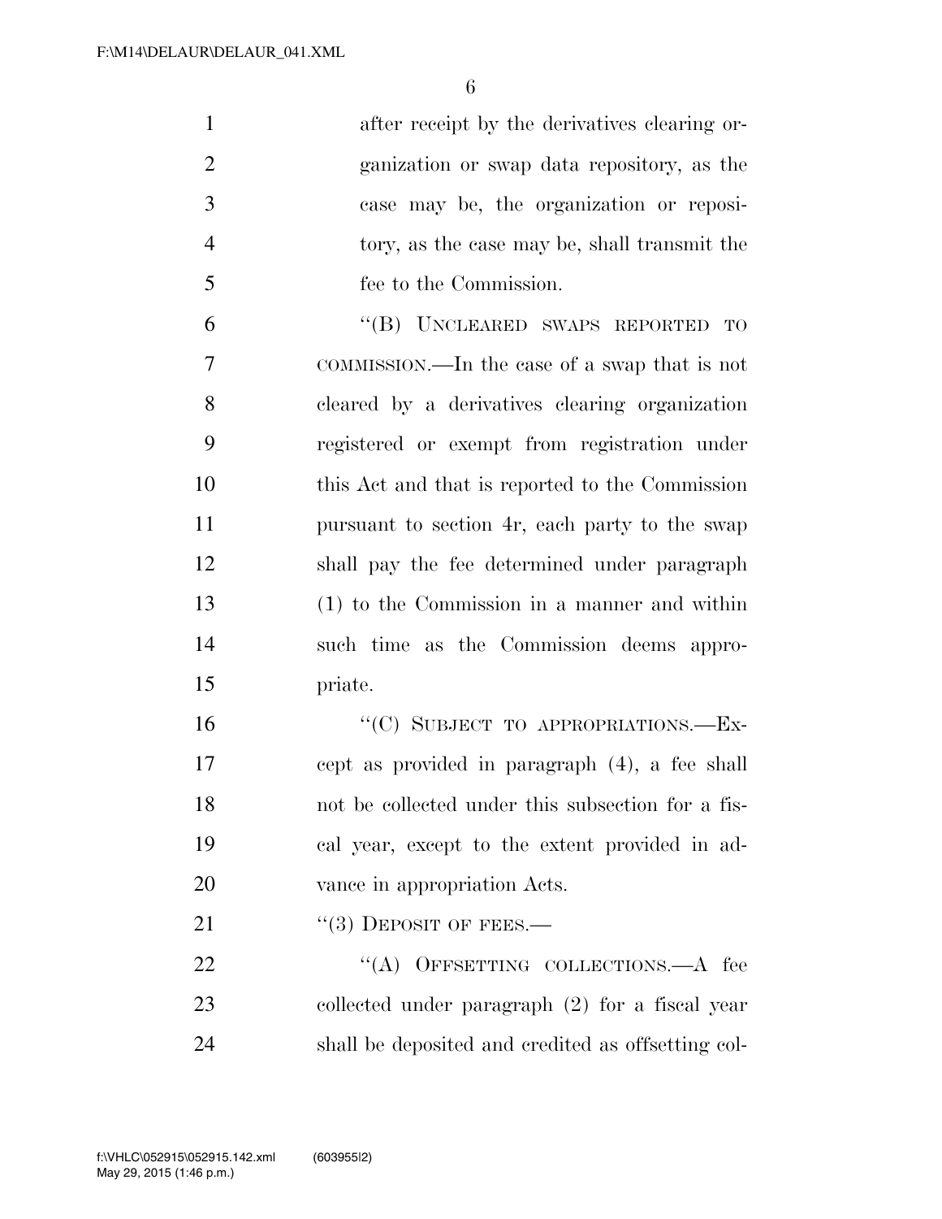after receipt by the derivatives clearing organization or swap data repository, as the case may be, the organization or repository, as the case may be, shall transmit the fee to the Commission.

"(B) UNCLEARED SWAPS REPORTED TO COMMISSION.—In the case of a swap that is not cleared by a derivatives clearing organization registered or exempt from registration under this Act and that is reported to the Commission pursuant to section 4r, each party to the swap shall pay the fee determined under paragraph (1) to the Commission in a manner and within such time as the Commission deems appropriate.

"(C) SUBJECT TO APPROPRIATIONS.—Except as provided in paragraph (4), a fee shall not be collected under this subsection for a fiscal year, except to the extent provided in advance in appropriation Acts.

"(3) DEPOSIT OF FEES.—

"(A) OFFSETTING COLLECTIONS.—A fee collected under paragraph (2) for a fiscal year shall be deposited and credited as offsetting col-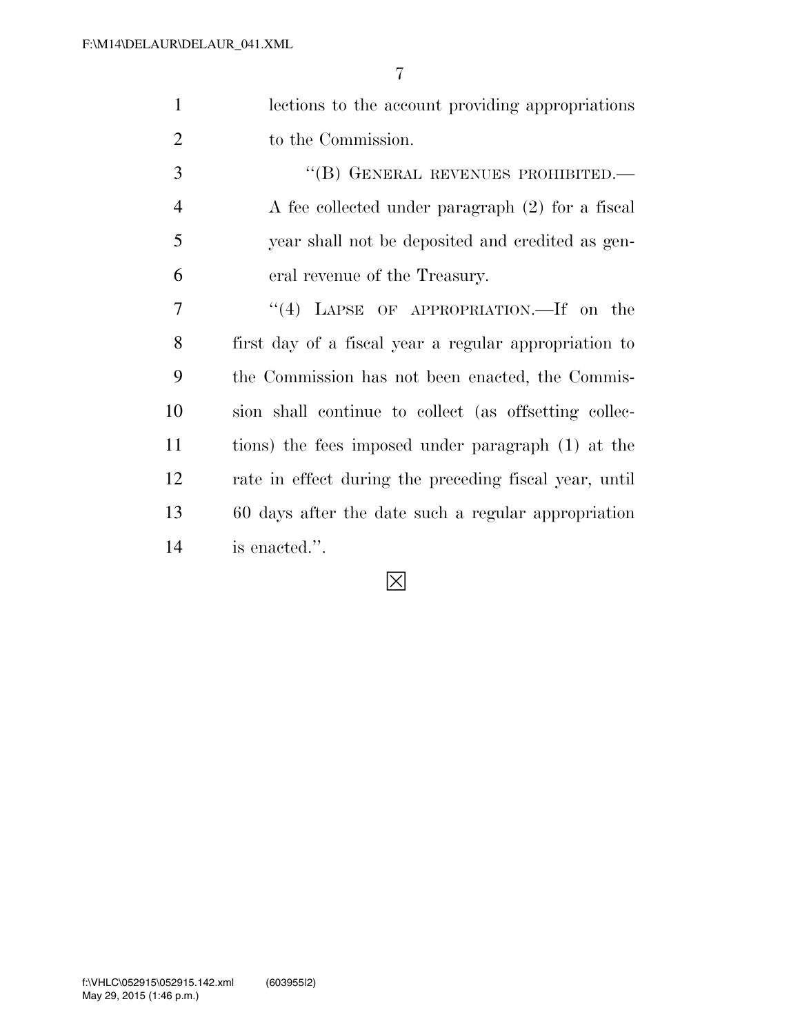lections to the account providing appropriations to the Commission.

"(B) GENERAL REVENUES PROHIBITED.—A fee collected under paragraph (2) for a fiscal year shall not be deposited and credited as general revenue of the Treasury.

"(4) LAPSE OF APPROPRIATION.—If on the first day of a fiscal year a regular appropriation to the Commission has not been enacted, the Commission shall continue to collect (as offsetting collections) the fees imposed under paragraph (1) at the rate in effect during the preceding fiscal year, until 60 days after the date such a regular appropriation is enacted.".